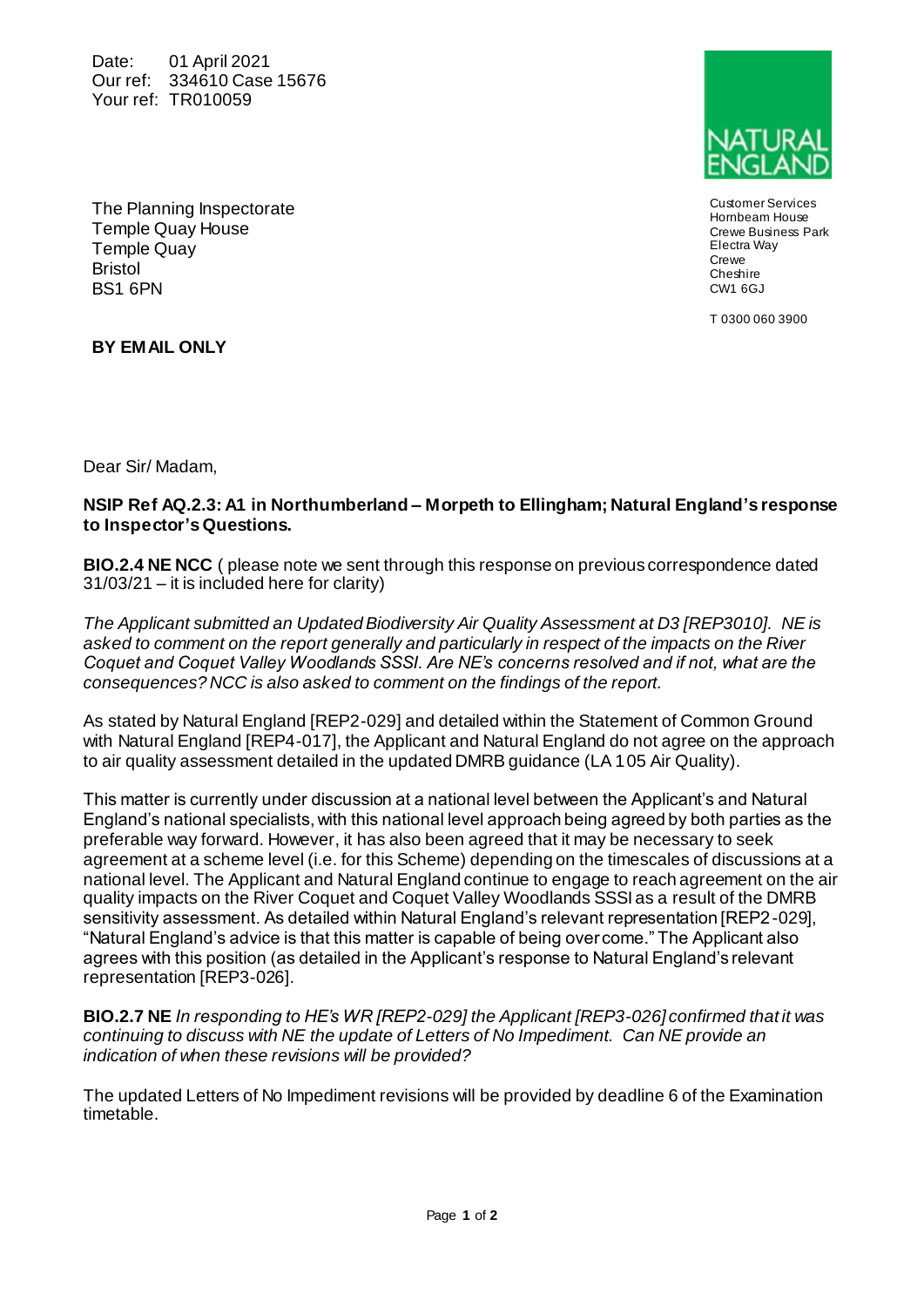Date: 01 April 2021
Our ref: 334610 Case 15676
Your ref: TR010059

NATURAL ENGLAND

Customer Services
Hornbeam House
Crewe Business Park
Electra Way
Crewe
Cheshire
CW1 6GJ

T 0300 060 3900

The Planning Inspectorate
Temple Quay House
Temple Quay
Bristol
BS1 6PN

**BY EMAIL ONLY**

Dear Sir/ Madam,

**NSIP Ref AQ.2.3: A1 in Northumberland – Morpeth to Ellingham; Natural England's response to Inspector's Questions.**

**BIO.2.4 NE NCC** ( please note we sent through this response on previous correspondence dated 31/03/21 – it is included here for clarity)

*The Applicant submitted an Updated Biodiversity Air Quality Assessment at D3 [REP3010]. NE is asked to comment on the report generally and particularly in respect of the impacts on the River Coquet and Coquet Valley Woodlands SSSI. Are NE's concerns resolved and if not, what are the consequences? NCC is also asked to comment on the findings of the report.*

As stated by Natural England [REP2-029] and detailed within the Statement of Common Ground with Natural England [REP4-017], the Applicant and Natural England do not agree on the approach to air quality assessment detailed in the updated DMRB guidance (LA 105 Air Quality).

This matter is currently under discussion at a national level between the Applicant's and Natural England's national specialists, with this national level approach being agreed by both parties as the preferable way forward. However, it has also been agreed that it may be necessary to seek agreement at a scheme level (i.e. for this Scheme) depending on the timescales of discussions at a national level. The Applicant and Natural England continue to engage to reach agreement on the air quality impacts on the River Coquet and Coquet Valley Woodlands SSSI as a result of the DMRB sensitivity assessment. As detailed within Natural England's relevant representation [REP2-029], "Natural England's advice is that this matter is capable of being overcome." The Applicant also agrees with this position (as detailed in the Applicant's response to Natural England's relevant representation [REP3-026].

**BIO.2.7 NE** *In responding to HE's WR [REP2-029] the Applicant [REP3-026] confirmed that it was continuing to discuss with NE the update of Letters of No Impediment. Can NE provide an indication of when these revisions will be provided?*

The updated Letters of No Impediment revisions will be provided by deadline 6 of the Examination timetable.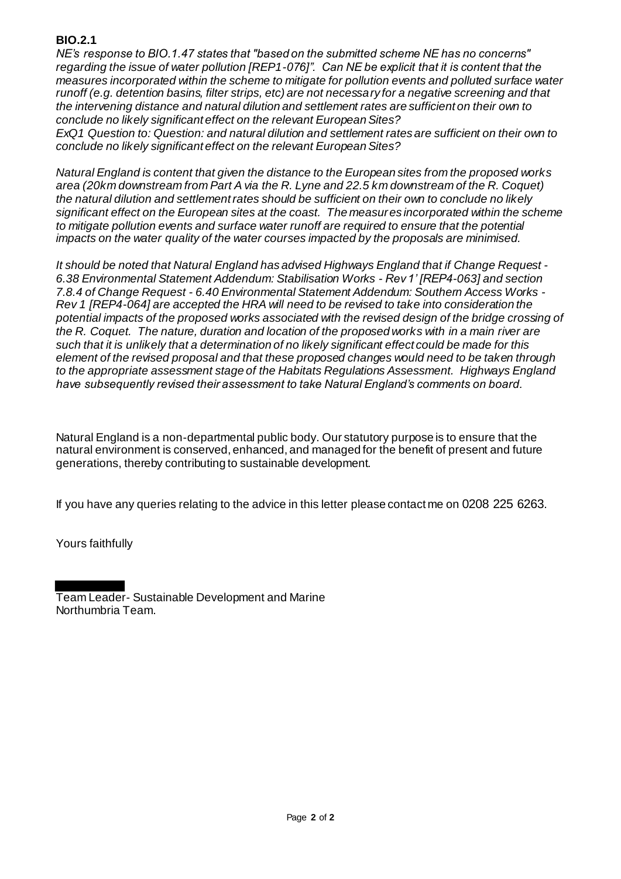**BIO.2.1**

*NE's response to BIO.1.47 states that "based on the submitted scheme NE has no concerns" regarding the issue of water pollution [REP1-076]". Can NE be explicit that it is content that the measures incorporated within the scheme to mitigate for pollution events and polluted surface water runoff (e.g. detention basins, filter strips, etc) are not necessary for a negative screening and that the intervening distance and natural dilution and settlement rates are sufficient on their own to conclude no likely significant effect on the relevant European Sites?*
*ExQ1 Question to: Question: and natural dilution and settlement rates are sufficient on their own to conclude no likely significant effect on the relevant European Sites?*

*Natural England is content that given the distance to the European sites from the proposed works area (20km downstream from Part A via the R. Lyne and 22.5 km downstream of the R. Coquet) the natural dilution and settlement rates should be sufficient on their own to conclude no likely significant effect on the European sites at the coast. The measures incorporated within the scheme to mitigate pollution events and surface water runoff are required to ensure that the potential impacts on the water quality of the water courses impacted by the proposals are minimised.*

*It should be noted that Natural England has advised Highways England that if Change Request - 6.38 Environmental Statement Addendum: Stabilisation Works - Rev 1' [REP4-063] and section 7.8.4 of Change Request - 6.40 Environmental Statement Addendum: Southern Access Works - Rev 1 [REP4-064] are accepted the HRA will need to be revised to take into consideration the potential impacts of the proposed works associated with the revised design of the bridge crossing of the R. Coquet. The nature, duration and location of the proposed works with in a main river are such that it is unlikely that a determination of no likely significant effect could be made for this element of the revised proposal and that these proposed changes would need to be taken through to the appropriate assessment stage of the Habitats Regulations Assessment. Highways England have subsequently revised their assessment to take Natural England's comments on board.*

Natural England is a non-departmental public body. Our statutory purpose is to ensure that the natural environment is conserved, enhanced, and managed for the benefit of present and future generations, thereby contributing to sustainable development.

If you have any queries relating to the advice in this letter please contact me on 0208 225 6263.

Yours faithfully

Team Leader- Sustainable Development and Marine
Northumbria Team.